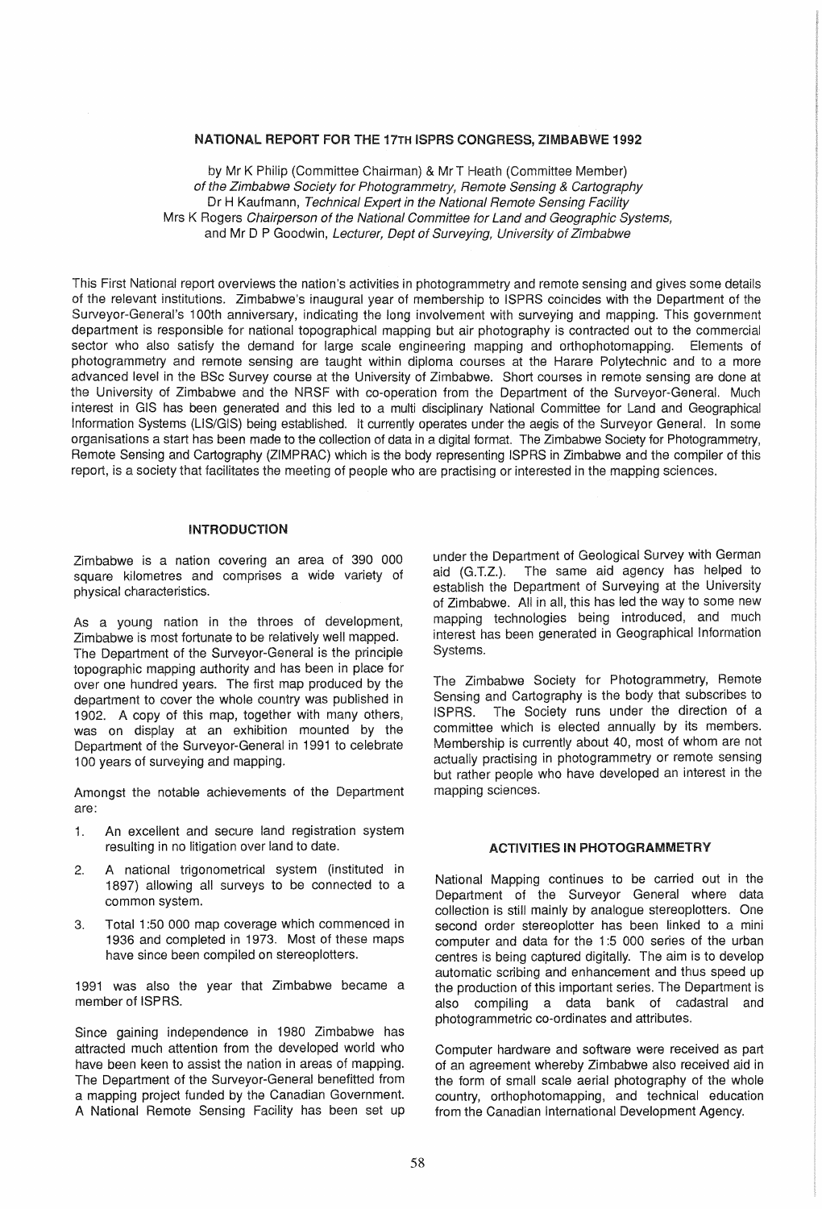# NATIONAL REPORT FOR THE 17TH ISPRS CONGRESS, ZIMBABWE 1992

by Mr K Philip (Committee Chairman) & Mr T Heath (Committee Member)
*of the Zimbabwe Society for Photogrammetry, Remote Sensing & Cartography*
Dr H Kaufmann, *Technical Expert in the National Remote Sensing Facility*
Mrs K Rogers *Chairperson of the National Committee for Land and Geographic Systems,*
and Mr D P Goodwin, *Lecturer, Dept of Surveying, University of Zimbabwe*

This First National report overviews the nation's activities in photogrammetry and remote sensing and gives some details of the relevant institutions. Zimbabwe's inaugural year of membership to ISPRS coincides with the Department of the Surveyor-General's 100th anniversary, indicating the long involvement with surveying and mapping. This government department is responsible for national topographical mapping but air photography is contracted out to the commercial sector who also satisfy the demand for large scale engineering mapping and orthophotomapping. Elements of photogrammetry and remote sensing are taught within diploma courses at the Harare Polytechnic and to a more advanced level in the BSc Survey course at the University of Zimbabwe. Short courses in remote sensing are done at the University of Zimbabwe and the NRSF with co-operation from the Department of the Surveyor-General. Much interest in GIS has been generated and this led to a multi disciplinary National Committee for Land and Geographical Information Systems (LIS/GIS) being established. It currently operates under the aegis of the Surveyor General. In some organisations a start has been made to the collection of data in a digital format. The Zimbabwe Society for Photogrammetry, Remote Sensing and Cartography (ZIMPRAC) which is the body representing ISPRS in Zimbabwe and the compiler of this report, is a society that facilitates the meeting of people who are practising or interested in the mapping sciences.

## INTRODUCTION

Zimbabwe is a nation covering an area of 390 000 square kilometres and comprises a wide variety of physical characteristics.

As a young nation in the throes of development, Zimbabwe is most fortunate to be relatively well mapped. The Department of the Surveyor-General is the principle topographic mapping authority and has been in place for over one hundred years. The first map produced by the department to cover the whole country was published in 1902. A copy of this map, together with many others, was on display at an exhibition mounted by the Department of the Surveyor-General in 1991 to celebrate 100 years of surveying and mapping.

Amongst the notable achievements of the Department are:

1. An excellent and secure land registration system resulting in no litigation over land to date.
2. A national trigonometrical system (instituted in 1897) allowing all surveys to be connected to a common system.
3. Total 1:50 000 map coverage which commenced in 1936 and completed in 1973. Most of these maps have since been compiled on stereoplotters.

1991 was also the year that Zimbabwe became a member of ISPRS.

Since gaining independence in 1980 Zimbabwe has attracted much attention from the developed world who have been keen to assist the nation in areas of mapping. The Department of the Surveyor-General benefitted from a mapping project funded by the Canadian Government. A National Remote Sensing Facility has been set up under the Department of Geological Survey with German aid (G.T.Z.). The same aid agency has helped to establish the Department of Surveying at the University of Zimbabwe. All in all, this has led the way to some new mapping technologies being introduced, and much interest has been generated in Geographical Information Systems.

The Zimbabwe Society for Photogrammetry, Remote Sensing and Cartography is the body that subscribes to ISPRS. The Society runs under the direction of a committee which is elected annually by its members. Membership is currently about 40, most of whom are not actually practising in photogrammetry or remote sensing but rather people who have developed an interest in the mapping sciences.

## ACTIVITIES IN PHOTOGRAMMETRY

National Mapping continues to be carried out in the Department of the Surveyor General where data collection is still mainly by analogue stereoplotters. One second order stereoplotter has been linked to a mini computer and data for the 1:5 000 series of the urban centres is being captured digitally. The aim is to develop automatic scribing and enhancement and thus speed up the production of this important series. The Department is also compiling a data bank of cadastral and photogrammetric co-ordinates and attributes.

Computer hardware and software were received as part of an agreement whereby Zimbabwe also received aid in the form of small scale aerial photography of the whole country, orthophotomapping, and technical education from the Canadian International Development Agency.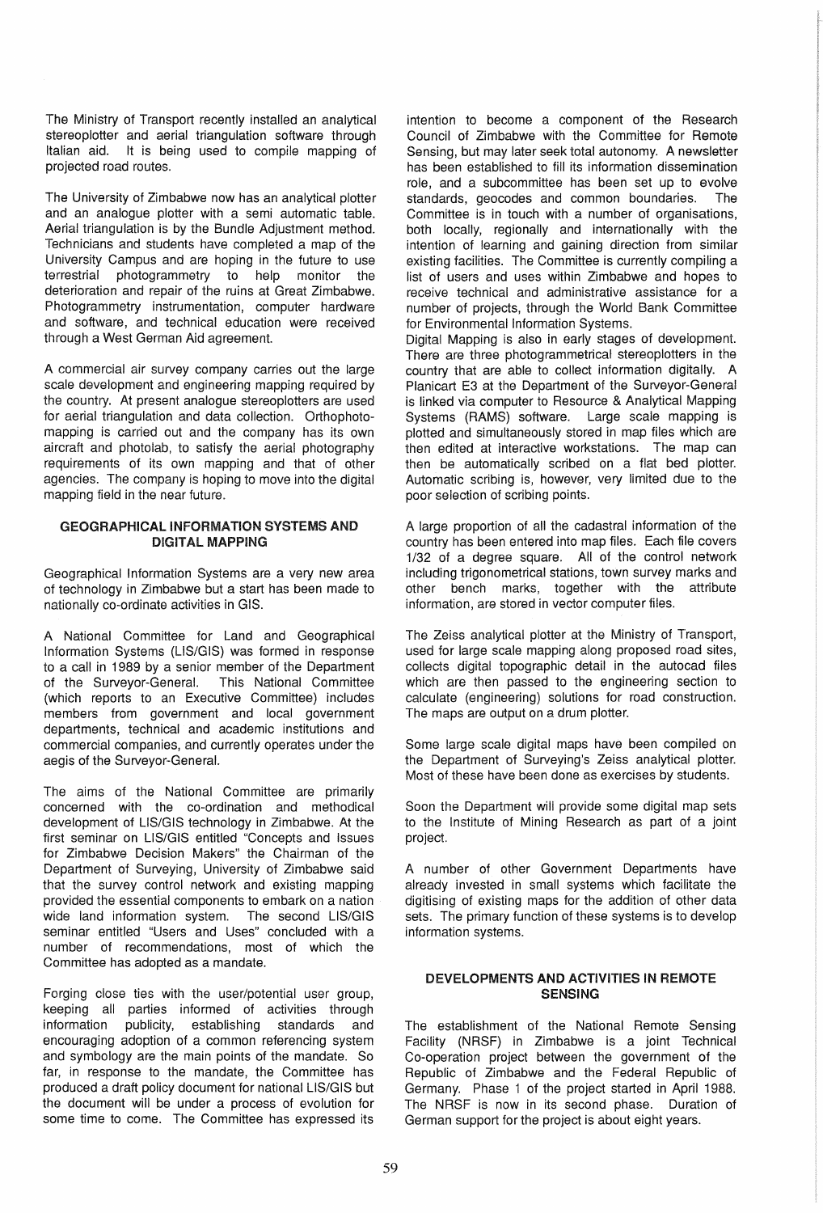The Ministry of Transport recently installed an analytical stereoplotter and aerial triangulation software through Italian aid. It is being used to compile mapping of projected road routes.

The University of Zimbabwe now has an analytical plotter and an analogue plotter with a semi automatic table. Aerial triangulation is by the Bundle Adjustment method. Technicians and students have completed a map of the University Campus and are hoping in the future to use terrestrial photogrammetry to help monitor the deterioration and repair of the ruins at Great Zimbabwe. Photogrammetry instrumentation, computer hardware and software, and technical education were received through a West German Aid agreement.

A commercial air survey company carries out the large scale development and engineering mapping required by the country. At present analogue stereoplotters are used for aerial triangulation and data collection. Orthophotomapping is carried out and the company has its own aircraft and photolab, to satisfy the aerial photography requirements of its own mapping and that of other agencies. The company is hoping to move into the digital mapping field in the near future.

## GEOGRAPHICAL INFORMATION SYSTEMS AND DIGITAL MAPPING

Geographical Information Systems are a very new area of technology in Zimbabwe but a start has been made to nationally co-ordinate activities in GIS.

A National Committee for Land and Geographical Information Systems (LIS/GIS) was formed in response to a call in 1989 by a senior member of the Department of the Surveyor-General. This National Committee (which reports to an Executive Committee) includes members from government and local government departments, technical and academic institutions and commercial companies, and currently operates under the aegis of the Surveyor-General.

The aims of the National Committee are primarily concerned with the co-ordination and methodical development of LIS/GIS technology in Zimbabwe. At the first seminar on LIS/GIS entitled "Concepts and Issues for Zimbabwe Decision Makers" the Chairman of the Department of Surveying, University of Zimbabwe said that the survey control network and existing mapping provided the essential components to embark on a nation wide land information system. The second LIS/GIS seminar entitled "Users and Uses" concluded with a number of recommendations, most of which the Committee has adopted as a mandate.

Forging close ties with the user/potential user group, keeping all parties informed of activities through information publicity, establishing standards and encouraging adoption of a common referencing system and symbology are the main points of the mandate. So far, in response to the mandate, the Committee has produced a draft policy document for national LIS/GIS but the document will be under a process of evolution for some time to come. The Committee has expressed its intention to become a component of the Research Council of Zimbabwe with the Committee for Remote Sensing, but may later seek total autonomy. A newsletter has been established to fill its information dissemination role, and a subcommittee has been set up to evolve standards, geocodes and common boundaries. The Committee is in touch with a number of organisations, both locally, regionally and internationally with the intention of learning and gaining direction from similar existing facilities. The Committee is currently compiling a list of users and uses within Zimbabwe and hopes to receive technical and administrative assistance for a number of projects, through the World Bank Committee for Environmental Information Systems.

Digital Mapping is also in early stages of development. There are three photogrammetrical stereoplotters in the country that are able to collect information digitally. A Planicart E3 at the Department of the Surveyor-General is linked via computer to Resource & Analytical Mapping Systems (RAMS) software. Large scale mapping is plotted and simultaneously stored in map files which are then edited at interactive workstations. The map can then be automatically scribed on a flat bed plotter. Automatic scribing is, however, very limited due to the poor selection of scribing points.

A large proportion of all the cadastral information of the country has been entered into map files. Each file covers 1/32 of a degree square. All of the control network including trigonometrical stations, town survey marks and other bench marks, together with the attribute information, are stored in vector computer files.

The Zeiss analytical plotter at the Ministry of Transport, used for large scale mapping along proposed road sites, collects digital topographic detail in the autocad files which are then passed to the engineering section to calculate (engineering) solutions for road construction. The maps are output on a drum plotter.

Some large scale digital maps have been compiled on the Department of Surveying's Zeiss analytical plotter. Most of these have been done as exercises by students.

Soon the Department will provide some digital map sets to the Institute of Mining Research as part of a joint project.

A number of other Government Departments have already invested in small systems which facilitate the digitising of existing maps for the addition of other data sets. The primary function of these systems is to develop information systems.

## DEVELOPMENTS AND ACTIVITIES IN REMOTE SENSING

The establishment of the National Remote Sensing Facility (NRSF) in Zimbabwe is a joint Technical Co-operation project between the government of the Republic of Zimbabwe and the Federal Republic of Germany. Phase 1 of the project started in April 1988. The NRSF is now in its second phase. Duration of German support for the project is about eight years.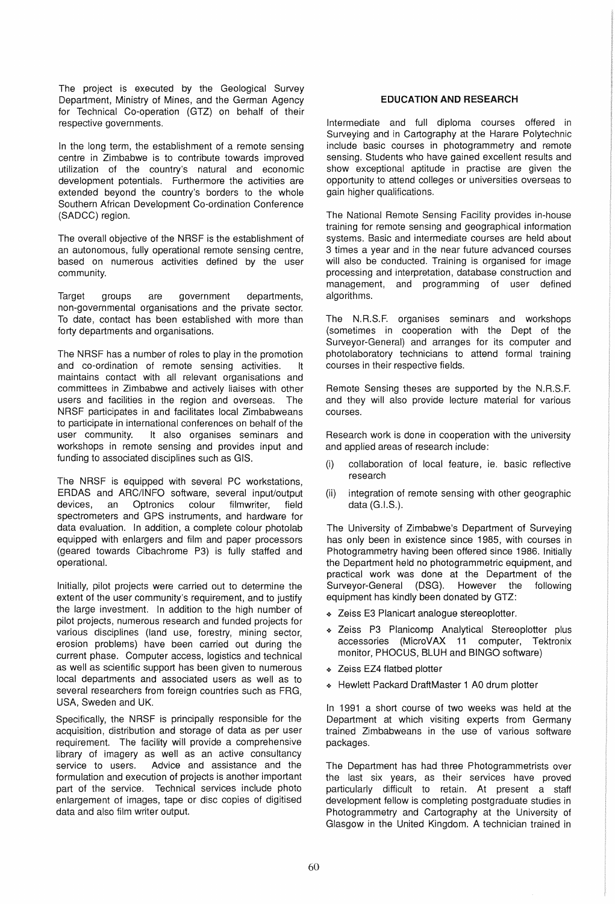The project is executed by the Geological Survey Department, Ministry of Mines, and the German Agency for Technical Co-operation (GTZ) on behalf of their respective governments.

In the long term, the establishment of a remote sensing centre in Zimbabwe is to contribute towards improved utilization of the country's natural and economic development potentials. Furthermore the activities are extended beyond the country's borders to the whole Southern African Development Co-ordination Conference (SADCC) region.

The overall objective of the NRSF is the establishment of an autonomous, fully operational remote sensing centre, based on numerous activities defined by the user community.

Target groups are government departments, non-governmental organisations and the private sector. To date, contact has been established with more than forty departments and organisations.

The NRSF has a number of roles to play in the promotion and co-ordination of remote sensing activities. It maintains contact with all relevant organisations and committees in Zimbabwe and actively liaises with other users and facilities in the region and overseas. The NRSF participates in and facilitates local Zimbabweans to participate in international conferences on behalf of the user community. It also organises seminars and workshops in remote sensing and provides input and funding to associated disciplines such as GIS.

The NRSF is equipped with several PC workstations, ERDAS and ARC/INFO software, several input/output devices, an Optronics colour filmwriter, field spectrometers and GPS instruments, and hardware for data evaluation. In addition, a complete colour photolab equipped with enlargers and film and paper processors (geared towards Cibachrome P3) is fully staffed and operational.

Initially, pilot projects were carried out to determine the extent of the user community's requirement, and to justify the large investment. In addition to the high number of pilot projects, numerous research and funded projects for various disciplines (land use, forestry, mining sector, erosion problems) have been carried out during the current phase. Computer access, logistics and technical as well as scientific support has been given to numerous local departments and associated users as well as to several researchers from foreign countries such as FRG, USA, Sweden and UK.

Specifically, the NRSF is principally responsible for the acquisition, distribution and storage of data as per user requirement. The facility will provide a comprehensive library of imagery as well as an active consultancy service to users. Advice and assistance and the formulation and execution of projects is another important part of the service. Technical services include photo enlargement of images, tape or disc copies of digitised data and also film writer output.

## EDUCATION AND RESEARCH

Intermediate and full diploma courses offered in Surveying and in Cartography at the Harare Polytechnic include basic courses in photogrammetry and remote sensing. Students who have gained excellent results and show exceptional aptitude in practise are given the opportunity to attend colleges or universities overseas to gain higher qualifications.

The National Remote Sensing Facility provides in-house training for remote sensing and geographical information systems. Basic and intermediate courses are held about 3 times a year and in the near future advanced courses will also be conducted. Training is organised for image processing and interpretation, database construction and management, and programming of user defined algorithms.

The N.R.S.F. organises seminars and workshops (sometimes in cooperation with the Dept of the Surveyor-General) and arranges for its computer and photolaboratory technicians to attend formal training courses in their respective fields.

Remote Sensing theses are supported by the N.R.S.F. and they will also provide lecture material for various courses.

Research work is done in cooperation with the university and applied areas of research include:

(i) collaboration of local feature, ie. basic reflective research

(ii) integration of remote sensing with other geographic data (G.I.S.).

The University of Zimbabwe's Department of Surveying has only been in existence since 1985, with courses in Photogrammetry having been offered since 1986. Initially the Department held no photogrammetric equipment, and practical work was done at the Department of the Surveyor-General (DSG). However the following equipment has kindly been donated by GTZ:

- Zeiss E3 Planicart analogue stereoplotter.
- Zeiss P3 Planicomp Analytical Stereoplotter plus accessories (MicroVAX 11 computer, Tektronix monitor, PHOCUS, BLUH and BINGO software)
- Zeiss EZ4 flatbed plotter
- Hewlett Packard DraftMaster 1 A0 drum plotter

In 1991 a short course of two weeks was held at the Department at which visiting experts from Germany trained Zimbabweans in the use of various software packages.

The Department has had three Photogrammetrists over the last six years, as their services have proved particularly difficult to retain. At present a staff development fellow is completing postgraduate studies in Photogrammetry and Cartography at the University of Glasgow in the United Kingdom. A technician trained in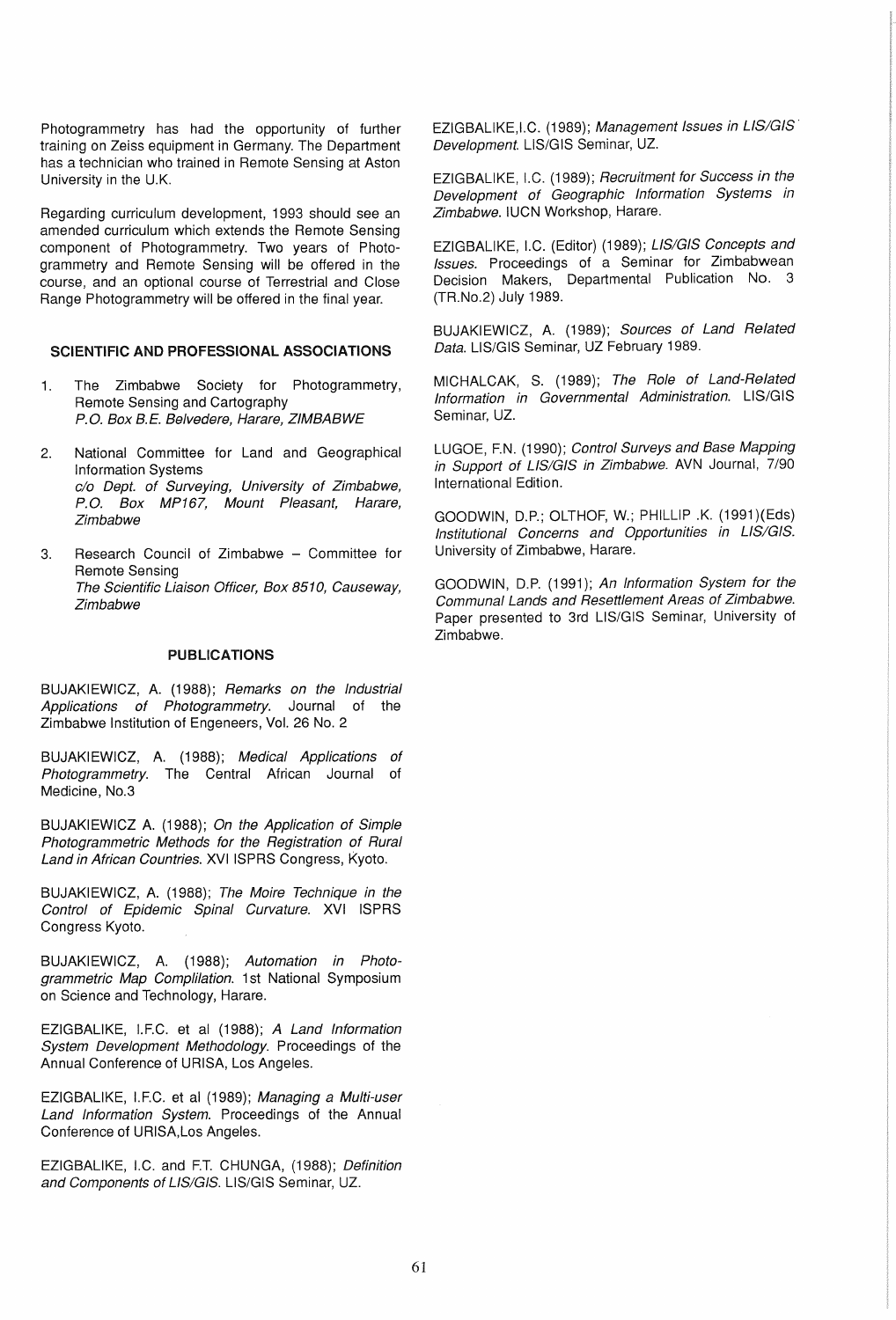Photogrammetry has had the opportunity of further training on Zeiss equipment in Germany. The Department has a technician who trained in Remote Sensing at Aston University in the U.K.

Regarding curriculum development, 1993 should see an amended curriculum which extends the Remote Sensing component of Photogrammetry. Two years of Photogrammetry and Remote Sensing will be offered in the course, and an optional course of Terrestrial and Close Range Photogrammetry will be offered in the final year.

## SCIENTIFIC AND PROFESSIONAL ASSOCIATIONS

1. The Zimbabwe Society for Photogrammetry, Remote Sensing and Cartography
   *P.O. Box B.E. Belvedere, Harare, ZIMBABWE*

2. National Committee for Land and Geographical Information Systems
   *c/o Dept. of Surveying, University of Zimbabwe, P.O. Box MP167, Mount Pleasant, Harare, Zimbabwe*

3. Research Council of Zimbabwe – Committee for Remote Sensing
   *The Scientific Liaison Officer, Box 8510, Causeway, Zimbabwe*

## PUBLICATIONS

BUJAKIEWICZ, A. (1988); *Remarks on the Industrial Applications of Photogrammetry.* Journal of the Zimbabwe Institution of Engeneers, Vol. 26 No. 2

BUJAKIEWICZ, A. (1988); *Medical Applications of Photogrammetry.* The Central African Journal of Medicine, No.3

BUJAKIEWICZ A. (1988); *On the Application of Simple Photogrammetric Methods for the Registration of Rural Land in African Countries.* XVI ISPRS Congress, Kyoto.

BUJAKIEWICZ, A. (1988); *The Moire Technique in the Control of Epidemic Spinal Curvature.* XVI ISPRS Congress Kyoto.

BUJAKIEWICZ, A. (1988); *Automation in Photogrammetric Map Complilation.* 1st National Symposium on Science and Technology, Harare.

EZIGBALIKE, I.F.C. et al (1988); *A Land Information System Development Methodology.* Proceedings of the Annual Conference of URISA, Los Angeles.

EZIGBALIKE, I.F.C. et al (1989); *Managing a Multi-user Land Information System.* Proceedings of the Annual Conference of URISA,Los Angeles.

EZIGBALIKE, I.C. and F.T. CHUNGA, (1988); *Definition and Components of LIS/GIS.* LIS/GIS Seminar, UZ.

EZIGBALIKE,I.C. (1989); *Management Issues in LIS/GIS Development.* LIS/GIS Seminar, UZ.

EZIGBALIKE, I.C. (1989); *Recruitment for Success in the Development of Geographic Information Systems in Zimbabwe.* IUCN Workshop, Harare.

EZIGBALIKE, I.C. (Editor) (1989); *LIS/GIS Concepts and Issues.* Proceedings of a Seminar for Zimbabwean Decision Makers, Departmental Publication No. 3 (TR.No.2) July 1989.

BUJAKIEWICZ, A. (1989); *Sources of Land Related Data.* LIS/GIS Seminar, UZ February 1989.

MICHALCAK, S. (1989); *The Role of Land-Related Information in Governmental Administration.* LIS/GIS Seminar, UZ.

LUGOE, F.N. (1990); *Control Surveys and Base Mapping in Support of LIS/GIS in Zimbabwe.* AVN Journal, 7/90 International Edition.

GOODWIN, D.P.; OLTHOF, W.; PHILLIP .K. (1991)(Eds) *Institutional Concerns and Opportunities in LIS/GIS.* University of Zimbabwe, Harare.

GOODWIN, D.P. (1991); *An Information System for the Communal Lands and Resettlement Areas of Zimbabwe.* Paper presented to 3rd LIS/GIS Seminar, University of Zimbabwe.